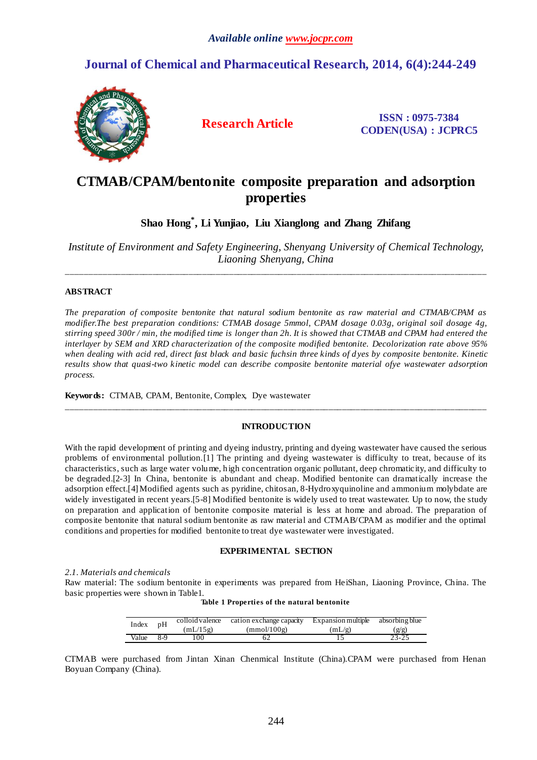# CTMAB/CPAM/bentonite composite preparation and adsorption properties

**Shao Hong*, Li Yunjiao, Liu Xianglong and Zhang Zhifang**

*Institute of Environment and Safety Engineering, Shenyang University of Chemical Technology, Liaoning Shenyang, China*

---

## ABSTRACT

*The preparation of composite bentonite that natural sodium bentonite as raw material and CTMAB/CPAM as modifier.The best preparation conditions: CTMAB dosage 5mmol, CPAM dosage 0.03g, original soil dosage 4g, stirring speed 300r / min, the modified time is longer than 2h. It is showed that CTMAB and CPAM had entered the interlayer by SEM and XRD characterization of the composite modified bentonite. Decolorization rate above 95% when dealing with acid red, direct fast black and basic fuchsin three kinds of dyes by composite bentonite. Kinetic results show that quasi-two kinetic model can describe composite bentonite material ofye wastewater adsorption process.*

**Keywords:** CTMAB, CPAM, Bentonite, Complex, Dye wastewater

---

## INTRODUCTION

With the rapid development of printing and dyeing industry, printing and dyeing wastewater have caused the serious problems of environmental pollution.[1] The printing and dyeing wastewater is difficulty to treat, because of its characteristics, such as large water volume, high concentration organic pollutant, deep chromaticity, and difficulty to be degraded.[2-3] In China, bentonite is abundant and cheap. Modified bentonite can dramatically increase the adsorption effect.[4] Modified agents such as pyridine, chitosan, 8-Hydroxyquinoline and ammonium molybdate are widely investigated in recent years.[5-8] Modified bentonite is widely used to treat wastewater. Up to now, the study on preparation and application of bentonite composite material is less at home and abroad. The preparation of composite bentonite that natural sodium bentonite as raw material and CTMAB/CPAM as modifier and the optimal conditions and properties for modified bentonite to treat dye wastewater were investigated.

## EXPERIMENTAL SECTION

*2.1. Materials and chemicals*

Raw material: The sodium bentonite in experiments was prepared from HeiShan, Liaoning Province, China. The basic properties were shown in Table1.

**Table 1 Properties of the natural bentonite**

| Index | pH | colloid valence (mL/15g) | cation exchange capacity (mmol/100g) | Expansion multiple (mL/g) | absorbing blue (g/g) |
|---|---|---|---|---|---|
| Value | 8-9 | 100 | 62 | 15 | 23-25 |

CTMAB were purchased from Jintan Xinan Chenmical Institute (China).CPAM were purchased from Henan Boyuan Company (China).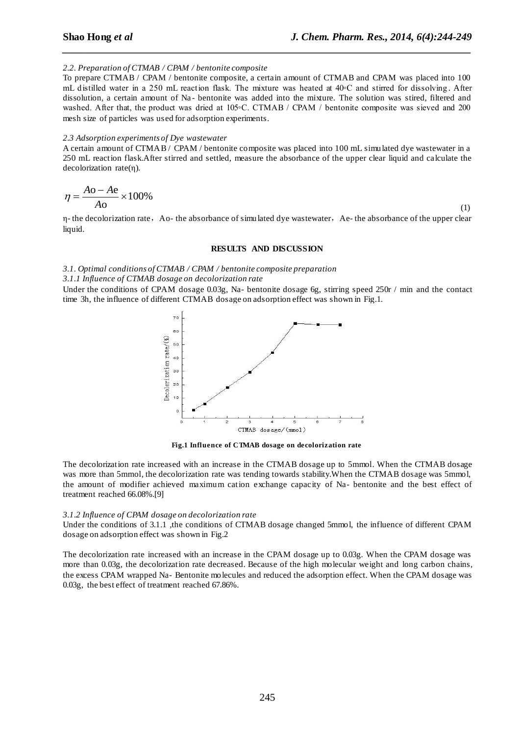*2.2. Preparation of CTMAB / CPAM / bentonite composite*

To prepare CTMAB / CPAM / bentonite composite, a certain amount of CTMAB and CPAM was placed into 100 mL distilled water in a 250 mL reaction flask. The mixture was heated at 40◦C and stirred for dissolving. After dissolution, a certain amount of Na- bentonite was added into the mixture. The solution was stired, filtered and washed. After that, the product was dried at 105◦C. CTMAB / CPAM / bentonite composite was sieved and 200 mesh size of particles was used for adsorption experiments.

*2.3 Adsorption experiments of Dye wastewater*

A certain amount of CTMAB / CPAM / bentonite composite was placed into 100 mL simulated dye wastewater in a 250 mL reaction flask.After stirred and settled, measure the absorbance of the upper clear liquid and calculate the decolorization rate(η).

$$\eta = \frac{Ao - Ae}{Ao} \times 100\% \tag{1}$$

η- the decolorization rate，Ao- the absorbance of simulated dye wastewater，Ae- the absorbance of the upper clear liquid.

## RESULTS AND DISCUSSION

*3.1. Optimal conditions of CTMAB / CPAM / bentonite composite preparation*

*3.1.1 Influence of CTMAB dosage on decolorization rate*

Under the conditions of CPAM dosage 0.03g, Na- bentonite dosage 6g, stirring speed 250r / min and the contact time 3h, the influence of different CTMAB dosage on adsorption effect was shown in Fig.1.

**Fig.1 Influence of CTMAB dosage on decolorization rate**

The decolorization rate increased with an increase in the CTMAB dosage up to 5mmol. When the CTMAB dosage was more than 5mmol, the decolorization rate was tending towards stability.When the CTMAB dosage was 5mmol, the amount of modifier achieved maximum cation exchange capacity of Na- bentonite and the best effect of treatment reached 66.08%.[9]

*3.1.2 Influence of CPAM dosage on decolorization rate*

Under the conditions of 3.1.1 ,the conditions of CTMAB dosage changed 5mmol, the influence of different CPAM dosage on adsorption effect was shown in Fig.2

The decolorization rate increased with an increase in the CPAM dosage up to 0.03g. When the CPAM dosage was more than 0.03g, the decolorization rate decreased. Because of the high molecular weight and long carbon chains, the excess CPAM wrapped Na- Bentonite molecules and reduced the adsorption effect. When the CPAM dosage was 0.03g, the best effect of treatment reached 67.86%.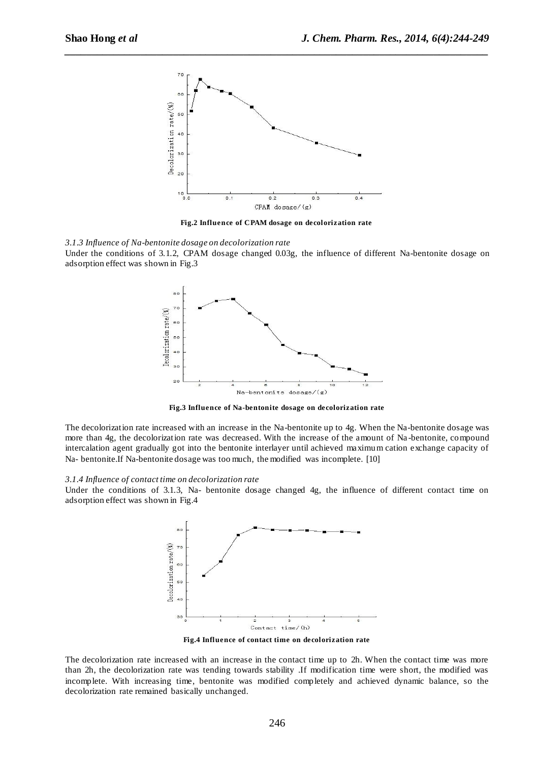**Fig.2 Influence of CPAM dosage on decolorization rate**

*3.1.3 Influence of Na-bentonite dosage on decolorization rate*

Under the conditions of 3.1.2, CPAM dosage changed 0.03g, the influence of different Na-bentonite dosage on adsorption effect was shown in Fig.3

**Fig.3 Influence of Na-bentonite dosage on decolorization rate**

The decolorization rate increased with an increase in the Na-bentonite up to 4g. When the Na-bentonite dosage was more than 4g, the decolorization rate was decreased. With the increase of the amount of Na-bentonite, compound intercalation agent gradually got into the bentonite interlayer until achieved maximum cation exchange capacity of Na- bentonite.If Na-bentonite dosage was too much, the modified was incomplete. [10]

*3.1.4 Influence of contact time on decolorization rate*

Under the conditions of 3.1.3, Na- bentonite dosage changed 4g, the influence of different contact time on adsorption effect was shown in Fig.4

**Fig.4 Influence of contact time on decolorization rate**

The decolorization rate increased with an increase in the contact time up to 2h. When the contact time was more than 2h, the decolorization rate was tending towards stability .If modification time were short, the modified was incomplete. With increasing time, bentonite was modified completely and achieved dynamic balance, so the decolorization rate remained basically unchanged.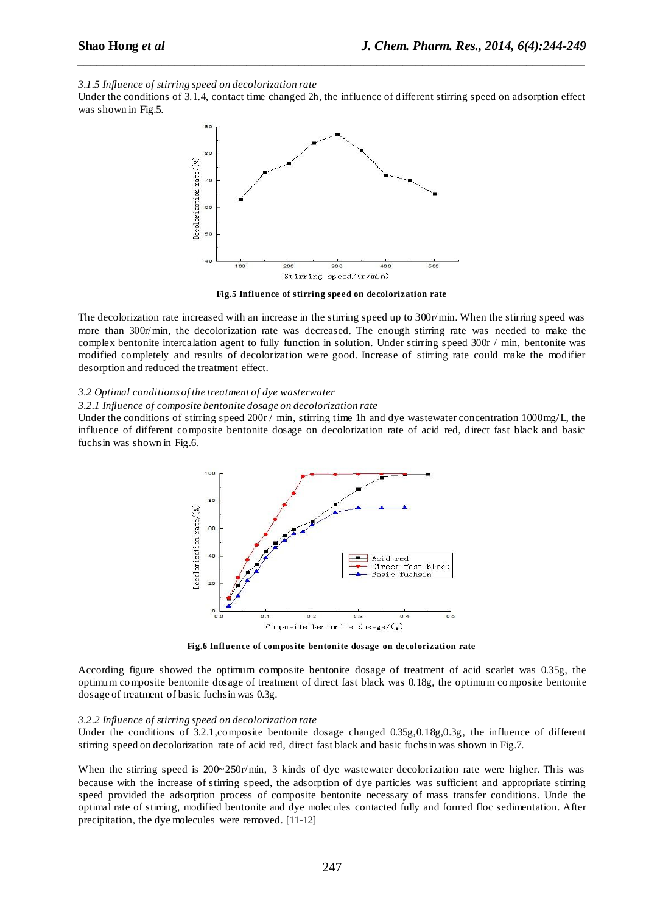*3.1.5 Influence of stirring speed on decolorization rate*

Under the conditions of 3.1.4, contact time changed 2h, the influence of different stirring speed on adsorption effect was shown in Fig.5.

**Fig.5 Influence of stirring speed on decolorization rate**

The decolorization rate increased with an increase in the stirring speed up to 300r/min. When the stirring speed was more than 300r/min, the decolorization rate was decreased. The enough stirring rate was needed to make the complex bentonite intercalation agent to fully function in solution. Under stirring speed 300r / min, bentonite was modified completely and results of decolorization were good. Increase of stirring rate could make the modifier desorption and reduced the treatment effect.

*3.2 Optimal conditions of the treatment of dye wasterwater*

*3.2.1 Influence of composite bentonite dosage on decolorization rate*

Under the conditions of stirring speed 200r / min, stirring time 1h and dye wastewater concentration 1000mg/L, the influence of different composite bentonite dosage on decolorization rate of acid red, direct fast black and basic fuchsin was shown in Fig.6.

**Fig.6 Influence of composite bentonite dosage on decolorization rate**

According figure showed the optimum composite bentonite dosage of treatment of acid scarlet was 0.35g, the optimum composite bentonite dosage of treatment of direct fast black was 0.18g, the optimum composite bentonite dosage of treatment of basic fuchsin was 0.3g.

*3.2.2 Influence of stirring speed on decolorization rate*

Under the conditions of 3.2.1,composite bentonite dosage changed 0.35g,0.18g,0.3g, the influence of different stirring speed on decolorization rate of acid red, direct fast black and basic fuchsin was shown in Fig.7.

When the stirring speed is 200~250r/min, 3 kinds of dye wastewater decolorization rate were higher. This was because with the increase of stirring speed, the adsorption of dye particles was sufficient and appropriate stirring speed provided the adsorption process of composite bentonite necessary of mass transfer conditions. Unde the optimal rate of stirring, modified bentonite and dye molecules contacted fully and formed floc sedimentation. After precipitation, the dye molecules were removed. [11-12]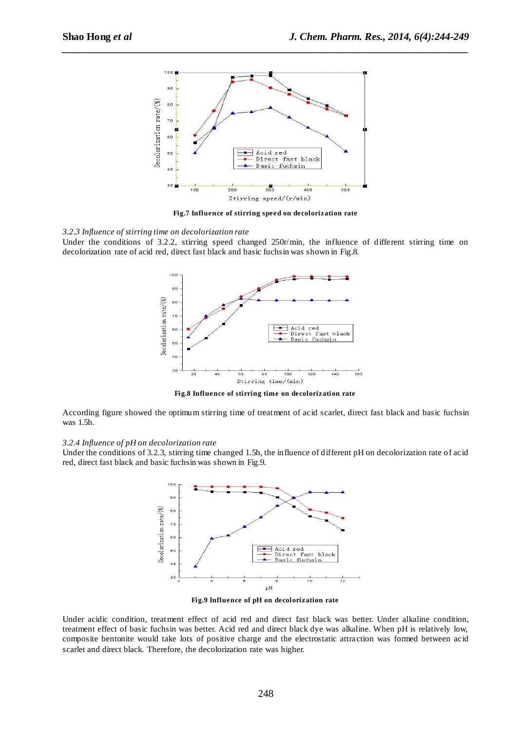Fig.7 Influence of stirring speed on decolorization rate

*3.2.3 Influence of stirring time on decolorization rate*

Under the conditions of 3.2.2, stirring speed changed 250r/min, the influence of different stirring time on decolorization rate of acid red, direct fast black and basic fuchsin was shown in Fig.8.

Fig.8 Influence of stirring time on decolorization rate

According figure showed the optimum stirring time of treatment of acid scarlet, direct fast black and basic fuchsin was 1.5h.

*3.2.4 Influence of pH on decolorization rate*

Under the conditions of 3.2.3, stirring time changed 1.5h, the influence of different pH on decolorization rate of acid red, direct fast black and basic fuchsin was shown in Fig.9.

Fig.9 Influence of pH on decolorization rate

Under acidic condition, treatment effect of acid red and direct fast black was better. Under alkaline condition, treatment effect of basic fuchsin was better. Acid red and direct black dye was alkaline. When pH is relatively low, composite bentonite would take lots of positive charge and the electrostatic attraction was formed between acid scarlet and direct black. Therefore, the decolorization rate was higher.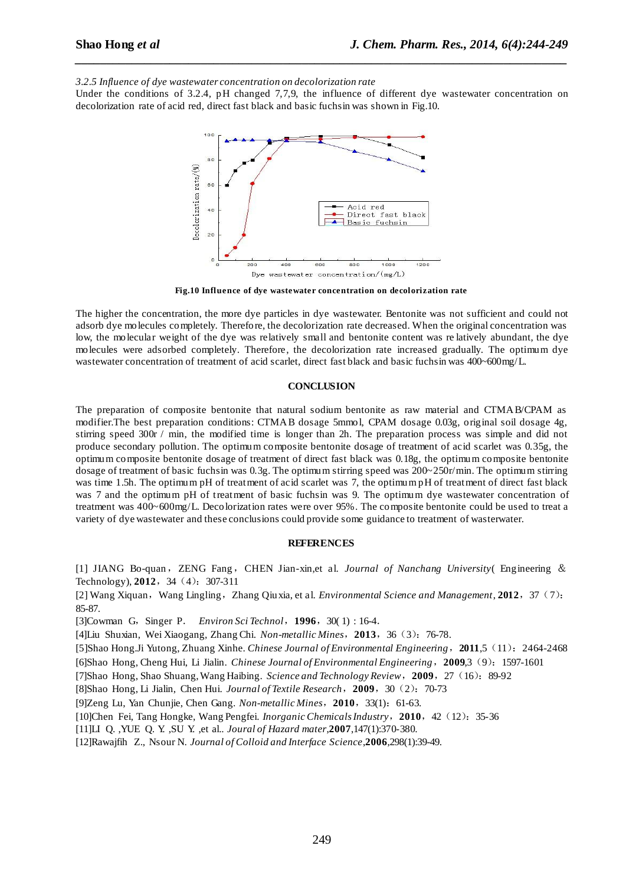*3.2.5 Influence of dye wastewater concentration on decolorization rate*

Under the conditions of 3.2.4, pH changed 7,7,9, the influence of different dye wastewater concentration on decolorization rate of acid red, direct fast black and basic fuchsin was shown in Fig.10.

Decolorization rate/(%)

Dye wastewater concentration/(mg/L)

Acid red
Direct fast black
Basic fuchsin

0
20
40
60
80
100

0
200
400
600
800
1000
1200

**Fig.10 Influence of dye wastewater concentration on decolorization rate**

The higher the concentration, the more dye particles in dye wastewater. Bentonite was not sufficient and could not adsorb dye molecules completely. Therefore, the decolorization rate decreased. When the original concentration was low, the molecular weight of the dye was relatively small and bentonite content was relatively abundant, the dye molecules were adsorbed completely. Therefore, the decolorization rate increased gradually. The optimum dye wastewater concentration of treatment of acid scarlet, direct fast black and basic fuchsin was 400~600mg/L.

## CONCLUSION

The preparation of composite bentonite that natural sodium bentonite as raw material and CTMAB/CPAM as modifier.The best preparation conditions: CTMAB dosage 5mmol, CPAM dosage 0.03g, original soil dosage 4g, stirring speed 300r / min, the modified time is longer than 2h. The preparation process was simple and did not produce secondary pollution. The optimum composite bentonite dosage of treatment of acid scarlet was 0.35g, the optimum composite bentonite dosage of treatment of direct fast black was 0.18g, the optimum composite bentonite dosage of treatment of basic fuchsin was 0.3g. The optimum stirring speed was 200~250r/min. The optimum stirring was time 1.5h. The optimum pH of treatment of acid scarlet was 7, the optimum pH of treatment of direct fast black was 7 and the optimum pH of treatment of basic fuchsin was 9. The optimum dye wastewater concentration of treatment was 400~600mg/L. Decolorization rates were over 95%. The composite bentonite could be used to treat a variety of dye wastewater and these conclusions could provide some guidance to treatment of wasterwater.

## REFERENCES

[1] JIANG Bo-quan，ZENG Fang，CHEN Jian-xin,et al. *Journal of Nanchang University*( Engineering ＆ Technology), **2012**，34（4）: 307-311

[2] Wang Xiquan，Wang Lingling，Zhang Qiuxia, et al. *Environmental Science and Management*, **2012**，37（7）: 85-87.

[3]Cowman G，Singer P. *Environ Sci Technol*，**1996**，30( 1) : 16-4.

[4]Liu Shuxian, Wei Xiaogang, Zhang Chi. *Non-metallic Mines*，**2013**，36（3）: 76-78.

[5]Shao Hong.Ji Yutong, Zhuang Xinhe. *Chinese Journal of Environmental Engineering*，**2011**,5（11）: 2464-2468

[6]Shao Hong, Cheng Hui, Li Jialin. *Chinese Journal of Environmental Engineering*，**2009**,3（9）: 1597-1601

[7]Shao Hong, Shao Shuang, Wang Haibing. *Science and Technology Review*，**2009**，27（16）: 89-92

[8]Shao Hong, Li Jialin, Chen Hui. *Journal of Textile Research*，**2009**，30（2）: 70-73

[9]Zeng Lu, Yan Chunjie, Chen Gang. *Non-metallic Mines*，**2010**，33(1): 61-63.

[10]Chen Fei, Tang Hongke, Wang Pengfei. *Inorganic Chemicals Industry*，**2010**，42（12）: 35-36

[11]LI Q. ,YUE Q. Y. ,SU Y. ,et al.. *Joural of Hazard mater*,**2007**,147(1):370-380.

[12]Rawajfih Z., Nsour N. *Journal of Colloid and Interface Science*,**2006**,298(1):39-49.